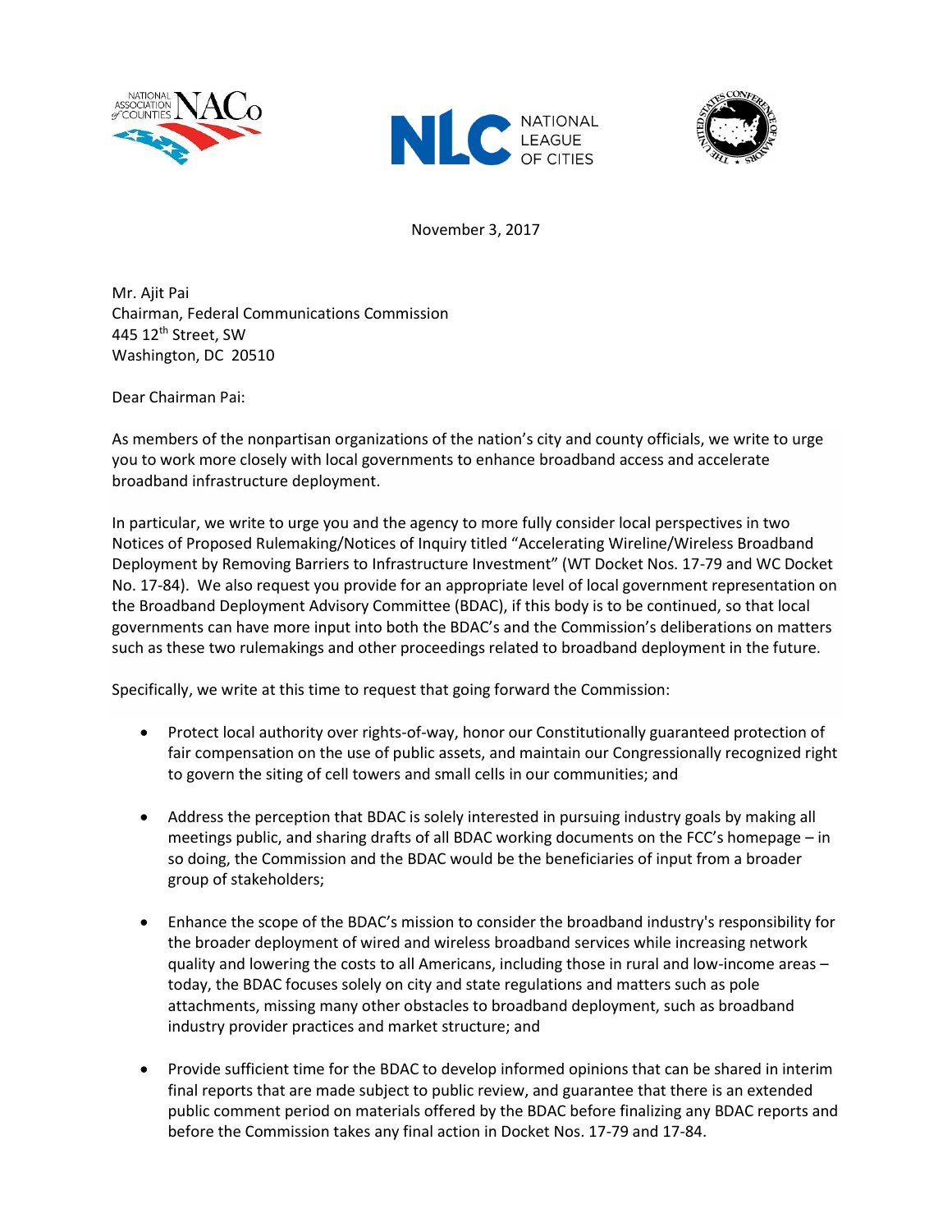NATIONAL ASSOCIATION of COUNTIES NACo

NLC NATIONAL LEAGUE OF CITIES

THE UNITED STATES CONFERENCE OF MAYORS

November 3, 2017

Mr. Ajit Pai
Chairman, Federal Communications Commission
445 12th Street, SW
Washington, DC 20510

Dear Chairman Pai:

As members of the nonpartisan organizations of the nation's city and county officials, we write to urge you to work more closely with local governments to enhance broadband access and accelerate broadband infrastructure deployment.

In particular, we write to urge you and the agency to more fully consider local perspectives in two Notices of Proposed Rulemaking/Notices of Inquiry titled "Accelerating Wireline/Wireless Broadband Deployment by Removing Barriers to Infrastructure Investment" (WT Docket Nos. 17-79 and WC Docket No. 17-84). We also request you provide for an appropriate level of local government representation on the Broadband Deployment Advisory Committee (BDAC), if this body is to be continued, so that local governments can have more input into both the BDAC's and the Commission's deliberations on matters such as these two rulemakings and other proceedings related to broadband deployment in the future.

Specifically, we write at this time to request that going forward the Commission:

- Protect local authority over rights-of-way, honor our Constitutionally guaranteed protection of fair compensation on the use of public assets, and maintain our Congressionally recognized right to govern the siting of cell towers and small cells in our communities; and

- Address the perception that BDAC is solely interested in pursuing industry goals by making all meetings public, and sharing drafts of all BDAC working documents on the FCC's homepage – in so doing, the Commission and the BDAC would be the beneficiaries of input from a broader group of stakeholders;

- Enhance the scope of the BDAC's mission to consider the broadband industry's responsibility for the broader deployment of wired and wireless broadband services while increasing network quality and lowering the costs to all Americans, including those in rural and low-income areas – today, the BDAC focuses solely on city and state regulations and matters such as pole attachments, missing many other obstacles to broadband deployment, such as broadband industry provider practices and market structure; and

- Provide sufficient time for the BDAC to develop informed opinions that can be shared in interim final reports that are made subject to public review, and guarantee that there is an extended public comment period on materials offered by the BDAC before finalizing any BDAC reports and before the Commission takes any final action in Docket Nos. 17-79 and 17-84.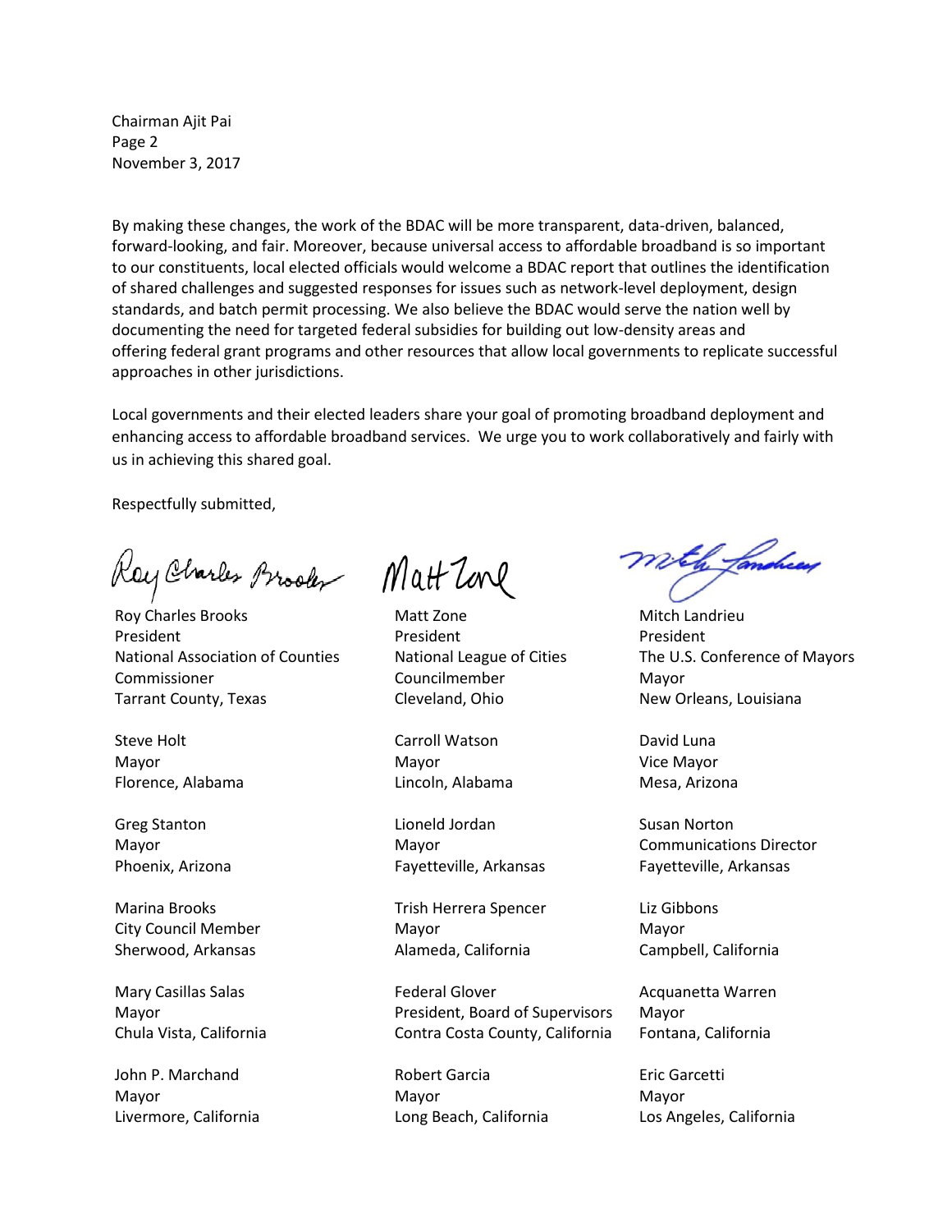By making these changes, the work of the BDAC will be more transparent, data-driven, balanced, forward-looking, and fair. Moreover, because universal access to affordable broadband is so important to our constituents, local elected officials would welcome a BDAC report that outlines the identification of shared challenges and suggested responses for issues such as network-level deployment, design standards, and batch permit processing. We also believe the BDAC would serve the nation well by documenting the need for targeted federal subsidies for building out low-density areas and offering federal grant programs and other resources that allow local governments to replicate successful approaches in other jurisdictions.

Local governments and their elected leaders share your goal of promoting broadband deployment and enhancing access to affordable broadband services. We urge you to work collaboratively and fairly with us in achieving this shared goal.

Respectfully submitted,

Roy Charles Brooks
President
National Association of Counties
Commissioner
Tarrant County, Texas

Matt Zone
President
National League of Cities
Councilmember
Cleveland, Ohio

Mitch Landrieu
President
The U.S. Conference of Mayors
Mayor
New Orleans, Louisiana

Steve Holt
Mayor
Florence, Alabama

Carroll Watson
Mayor
Lincoln, Alabama

David Luna
Vice Mayor
Mesa, Arizona

Greg Stanton
Mayor
Phoenix, Arizona

Lioneld Jordan
Mayor
Fayetteville, Arkansas

Susan Norton
Communications Director
Fayetteville, Arkansas

Marina Brooks
City Council Member
Sherwood, Arkansas

Trish Herrera Spencer
Mayor
Alameda, California

Liz Gibbons
Mayor
Campbell, California

Mary Casillas Salas
Mayor
Chula Vista, California

Federal Glover
President, Board of Supervisors
Contra Costa County, California

Acquanetta Warren
Mayor
Fontana, California

John P. Marchand
Mayor
Livermore, California

Robert Garcia
Mayor
Long Beach, California

Eric Garcetti
Mayor
Los Angeles, California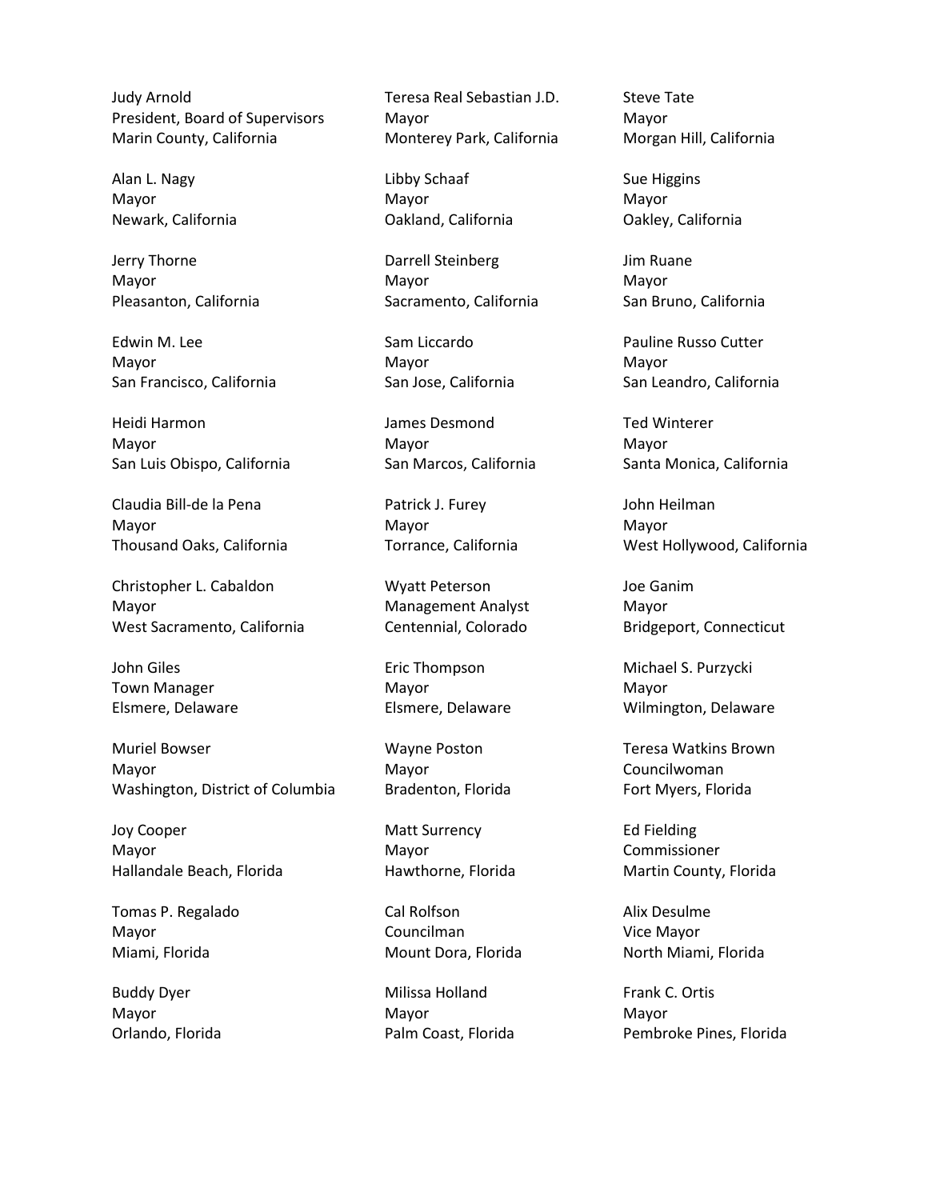Judy Arnold
President, Board of Supervisors
Marin County, California

Teresa Real Sebastian J.D.
Mayor
Monterey Park, California

Steve Tate
Mayor
Morgan Hill, California

Alan L. Nagy
Mayor
Newark, California

Libby Schaaf
Mayor
Oakland, California

Sue Higgins
Mayor
Oakley, California

Jerry Thorne
Mayor
Pleasanton, California

Darrell Steinberg
Mayor
Sacramento, California

Jim Ruane
Mayor
San Bruno, California

Edwin M. Lee
Mayor
San Francisco, California

Sam Liccardo
Mayor
San Jose, California

Pauline Russo Cutter
Mayor
San Leandro, California

Heidi Harmon
Mayor
San Luis Obispo, California

James Desmond
Mayor
San Marcos, California

Ted Winterer
Mayor
Santa Monica, California

Claudia Bill-de la Pena
Mayor
Thousand Oaks, California

Patrick J. Furey
Mayor
Torrance, California

John Heilman
Mayor
West Hollywood, California

Christopher L. Cabaldon
Mayor
West Sacramento, California

Wyatt Peterson
Management Analyst
Centennial, Colorado

Joe Ganim
Mayor
Bridgeport, Connecticut

John Giles
Town Manager
Elsmere, Delaware

Eric Thompson
Mayor
Elsmere, Delaware

Michael S. Purzycki
Mayor
Wilmington, Delaware

Muriel Bowser
Mayor
Washington, District of Columbia

Wayne Poston
Mayor
Bradenton, Florida

Teresa Watkins Brown
Councilwoman
Fort Myers, Florida

Joy Cooper
Mayor
Hallandale Beach, Florida

Matt Surrency
Mayor
Hawthorne, Florida

Ed Fielding
Commissioner
Martin County, Florida

Tomas P. Regalado
Mayor
Miami, Florida

Cal Rolfson
Councilman
Mount Dora, Florida

Alix Desulme
Vice Mayor
North Miami, Florida

Buddy Dyer
Mayor
Orlando, Florida

Milissa Holland
Mayor
Palm Coast, Florida

Frank C. Ortis
Mayor
Pembroke Pines, Florida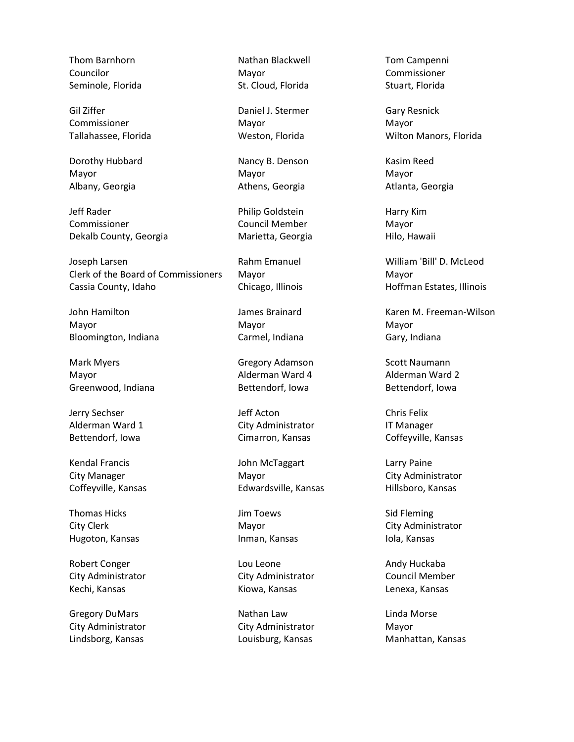Thom Barnhorn
Councilor
Seminole, Florida

Nathan Blackwell
Mayor
St. Cloud, Florida

Tom Campenni
Commissioner
Stuart, Florida

Gil Ziffer
Commissioner
Tallahassee, Florida

Daniel J. Stermer
Mayor
Weston, Florida

Gary Resnick
Mayor
Wilton Manors, Florida

Dorothy Hubbard
Mayor
Albany, Georgia

Nancy B. Denson
Mayor
Athens, Georgia

Kasim Reed
Mayor
Atlanta, Georgia

Jeff Rader
Commissioner
Dekalb County, Georgia

Philip Goldstein
Council Member
Marietta, Georgia

Harry Kim
Mayor
Hilo, Hawaii

Joseph Larsen
Clerk of the Board of Commissioners
Cassia County, Idaho

Rahm Emanuel
Mayor
Chicago, Illinois

William 'Bill' D. McLeod
Mayor
Hoffman Estates, Illinois

John Hamilton
Mayor
Bloomington, Indiana

James Brainard
Mayor
Carmel, Indiana

Karen M. Freeman-Wilson
Mayor
Gary, Indiana

Mark Myers
Mayor
Greenwood, Indiana

Gregory Adamson
Alderman Ward 4
Bettendorf, Iowa

Scott Naumann
Alderman Ward 2
Bettendorf, Iowa

Jerry Sechser
Alderman Ward 1
Bettendorf, Iowa

Jeff Acton
City Administrator
Cimarron, Kansas

Chris Felix
IT Manager
Coffeyville, Kansas

Kendal Francis
City Manager
Coffeyville, Kansas

John McTaggart
Mayor
Edwardsville, Kansas

Larry Paine
City Administrator
Hillsboro, Kansas

Thomas Hicks
City Clerk
Hugoton, Kansas

Jim Toews
Mayor
Inman, Kansas

Sid Fleming
City Administrator
Iola, Kansas

Robert Conger
City Administrator
Kechi, Kansas

Lou Leone
City Administrator
Kiowa, Kansas

Andy Huckaba
Council Member
Lenexa, Kansas

Gregory DuMars
City Administrator
Lindsborg, Kansas

Nathan Law
City Administrator
Louisburg, Kansas

Linda Morse
Mayor
Manhattan, Kansas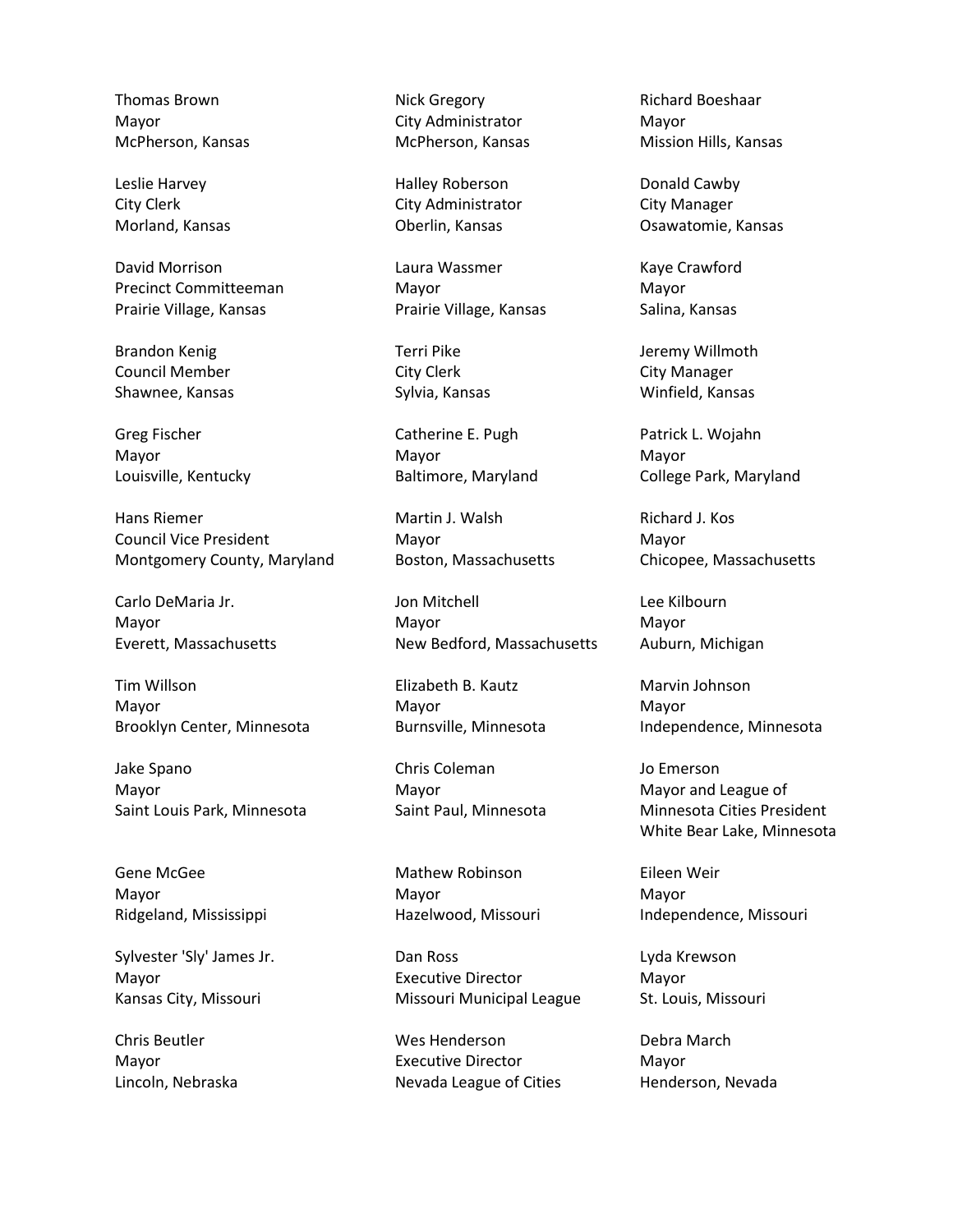Thomas Brown
Mayor
McPherson, Kansas

Nick Gregory
City Administrator
McPherson, Kansas

Richard Boeshaar
Mayor
Mission Hills, Kansas

Leslie Harvey
City Clerk
Morland, Kansas

Halley Roberson
City Administrator
Oberlin, Kansas

Donald Cawby
City Manager
Osawatomie, Kansas

David Morrison
Precinct Committeeman
Prairie Village, Kansas

Laura Wassmer
Mayor
Prairie Village, Kansas

Kaye Crawford
Mayor
Salina, Kansas

Brandon Kenig
Council Member
Shawnee, Kansas

Terri Pike
City Clerk
Sylvia, Kansas

Jeremy Willmoth
City Manager
Winfield, Kansas

Greg Fischer
Mayor
Louisville, Kentucky

Catherine E. Pugh
Mayor
Baltimore, Maryland

Patrick L. Wojahn
Mayor
College Park, Maryland

Hans Riemer
Council Vice President
Montgomery County, Maryland

Martin J. Walsh
Mayor
Boston, Massachusetts

Richard J. Kos
Mayor
Chicopee, Massachusetts

Carlo DeMaria Jr.
Mayor
Everett, Massachusetts

Jon Mitchell
Mayor
New Bedford, Massachusetts

Lee Kilbourn
Mayor
Auburn, Michigan

Tim Willson
Mayor
Brooklyn Center, Minnesota

Elizabeth B. Kautz
Mayor
Burnsville, Minnesota

Marvin Johnson
Mayor
Independence, Minnesota

Jake Spano
Mayor
Saint Louis Park, Minnesota

Chris Coleman
Mayor
Saint Paul, Minnesota

Jo Emerson
Mayor and League of
Minnesota Cities President
White Bear Lake, Minnesota

Gene McGee
Mayor
Ridgeland, Mississippi

Mathew Robinson
Mayor
Hazelwood, Missouri

Eileen Weir
Mayor
Independence, Missouri

Sylvester 'Sly' James Jr.
Mayor
Kansas City, Missouri

Dan Ross
Executive Director
Missouri Municipal League

Lyda Krewson
Mayor
St. Louis, Missouri

Chris Beutler
Mayor
Lincoln, Nebraska

Wes Henderson
Executive Director
Nevada League of Cities

Debra March
Mayor
Henderson, Nevada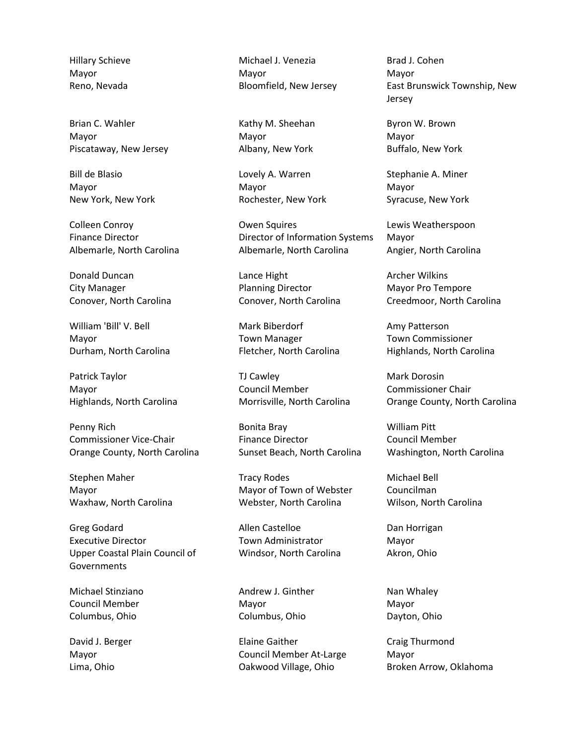Hillary Schieve
Mayor
Reno, Nevada

Michael J. Venezia
Mayor
Bloomfield, New Jersey

Brad J. Cohen
Mayor
East Brunswick Township, New Jersey

Brian C. Wahler
Mayor
Piscataway, New Jersey

Kathy M. Sheehan
Mayor
Albany, New York

Byron W. Brown
Mayor
Buffalo, New York

Bill de Blasio
Mayor
New York, New York

Lovely A. Warren
Mayor
Rochester, New York

Stephanie A. Miner
Mayor
Syracuse, New York

Colleen Conroy
Finance Director
Albemarle, North Carolina

Owen Squires
Director of Information Systems
Albemarle, North Carolina

Lewis Weatherspoon
Mayor
Angier, North Carolina

Donald Duncan
City Manager
Conover, North Carolina

Lance Hight
Planning Director
Conover, North Carolina

Archer Wilkins
Mayor Pro Tempore
Creedmoor, North Carolina

William 'Bill' V. Bell
Mayor
Durham, North Carolina

Mark Biberdorf
Town Manager
Fletcher, North Carolina

Amy Patterson
Town Commissioner
Highlands, North Carolina

Patrick Taylor
Mayor
Highlands, North Carolina

TJ Cawley
Council Member
Morrisville, North Carolina

Mark Dorosin
Commissioner Chair
Orange County, North Carolina

Penny Rich
Commissioner Vice-Chair
Orange County, North Carolina

Bonita Bray
Finance Director
Sunset Beach, North Carolina

William Pitt
Council Member
Washington, North Carolina

Stephen Maher
Mayor
Waxhaw, North Carolina

Tracy Rodes
Mayor of Town of Webster
Webster, North Carolina

Michael Bell
Councilman
Wilson, North Carolina

Greg Godard
Executive Director
Upper Coastal Plain Council of Governments

Allen Castelloe
Town Administrator
Windsor, North Carolina

Dan Horrigan
Mayor
Akron, Ohio

Michael Stinziano
Council Member
Columbus, Ohio

Andrew J. Ginther
Mayor
Columbus, Ohio

Nan Whaley
Mayor
Dayton, Ohio

David J. Berger
Mayor
Lima, Ohio

Elaine Gaither
Council Member At-Large
Oakwood Village, Ohio

Craig Thurmond
Mayor
Broken Arrow, Oklahoma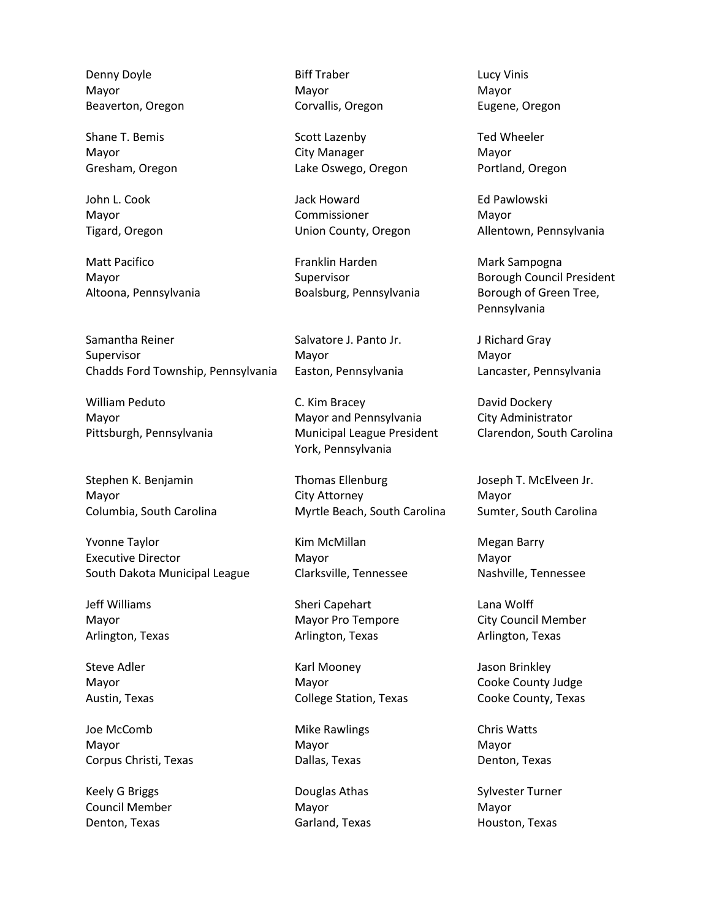Denny Doyle
Mayor
Beaverton, Oregon

Biff Traber
Mayor
Corvallis, Oregon

Lucy Vinis
Mayor
Eugene, Oregon

Shane T. Bemis
Mayor
Gresham, Oregon

Scott Lazenby
City Manager
Lake Oswego, Oregon

Ted Wheeler
Mayor
Portland, Oregon

John L. Cook
Mayor
Tigard, Oregon

Jack Howard
Commissioner
Union County, Oregon

Ed Pawlowski
Mayor
Allentown, Pennsylvania

Matt Pacifico
Mayor
Altoona, Pennsylvania

Franklin Harden
Supervisor
Boalsburg, Pennsylvania

Mark Sampogna
Borough Council President
Borough of Green Tree, Pennsylvania

Samantha Reiner
Supervisor
Chadds Ford Township, Pennsylvania

Salvatore J. Panto Jr.
Mayor
Easton, Pennsylvania

J Richard Gray
Mayor
Lancaster, Pennsylvania

William Peduto
Mayor
Pittsburgh, Pennsylvania

C. Kim Bracey
Mayor and Pennsylvania Municipal League President
York, Pennsylvania

David Dockery
City Administrator
Clarendon, South Carolina

Stephen K. Benjamin
Mayor
Columbia, South Carolina

Thomas Ellenburg
City Attorney
Myrtle Beach, South Carolina

Joseph T. McElveen Jr.
Mayor
Sumter, South Carolina

Yvonne Taylor
Executive Director
South Dakota Municipal League

Kim McMillan
Mayor
Clarksville, Tennessee

Megan Barry
Mayor
Nashville, Tennessee

Jeff Williams
Mayor
Arlington, Texas

Sheri Capehart
Mayor Pro Tempore
Arlington, Texas

Lana Wolff
City Council Member
Arlington, Texas

Steve Adler
Mayor
Austin, Texas

Karl Mooney
Mayor
College Station, Texas

Jason Brinkley
Cooke County Judge
Cooke County, Texas

Joe McComb
Mayor
Corpus Christi, Texas

Mike Rawlings
Mayor
Dallas, Texas

Chris Watts
Mayor
Denton, Texas

Keely G Briggs
Council Member
Denton, Texas

Douglas Athas
Mayor
Garland, Texas

Sylvester Turner
Mayor
Houston, Texas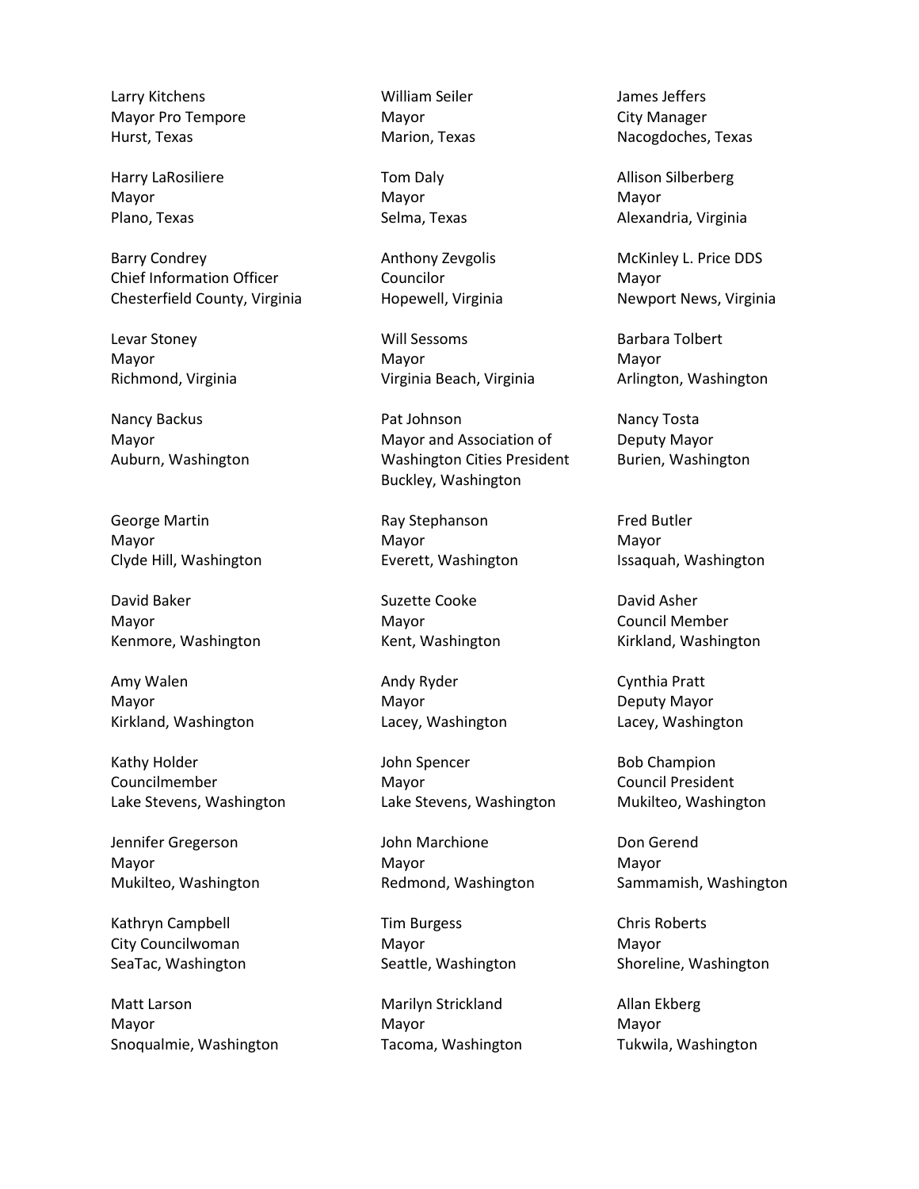Larry Kitchens
Mayor Pro Tempore
Hurst, Texas

Harry LaRosiliere
Mayor
Plano, Texas

Barry Condrey
Chief Information Officer
Chesterfield County, Virginia

Levar Stoney
Mayor
Richmond, Virginia

Nancy Backus
Mayor
Auburn, Washington

George Martin
Mayor
Clyde Hill, Washington

David Baker
Mayor
Kenmore, Washington

Amy Walen
Mayor
Kirkland, Washington

Kathy Holder
Councilmember
Lake Stevens, Washington

Jennifer Gregerson
Mayor
Mukilteo, Washington

Kathryn Campbell
City Councilwoman
SeaTac, Washington

Matt Larson
Mayor
Snoqualmie, Washington

William Seiler
Mayor
Marion, Texas

Tom Daly
Mayor
Selma, Texas

Anthony Zevgolis
Councilor
Hopewell, Virginia

Will Sessoms
Mayor
Virginia Beach, Virginia

Pat Johnson
Mayor and Association of
Washington Cities President
Buckley, Washington

Ray Stephanson
Mayor
Everett, Washington

Suzette Cooke
Mayor
Kent, Washington

Andy Ryder
Mayor
Lacey, Washington

John Spencer
Mayor
Lake Stevens, Washington

John Marchione
Mayor
Redmond, Washington

Tim Burgess
Mayor
Seattle, Washington

Marilyn Strickland
Mayor
Tacoma, Washington

James Jeffers
City Manager
Nacogdoches, Texas

Allison Silberberg
Mayor
Alexandria, Virginia

McKinley L. Price DDS
Mayor
Newport News, Virginia

Barbara Tolbert
Mayor
Arlington, Washington

Nancy Tosta
Deputy Mayor
Burien, Washington

Fred Butler
Mayor
Issaquah, Washington

David Asher
Council Member
Kirkland, Washington

Cynthia Pratt
Deputy Mayor
Lacey, Washington

Bob Champion
Council President
Mukilteo, Washington

Don Gerend
Mayor
Sammamish, Washington

Chris Roberts
Mayor
Shoreline, Washington

Allan Ekberg
Mayor
Tukwila, Washington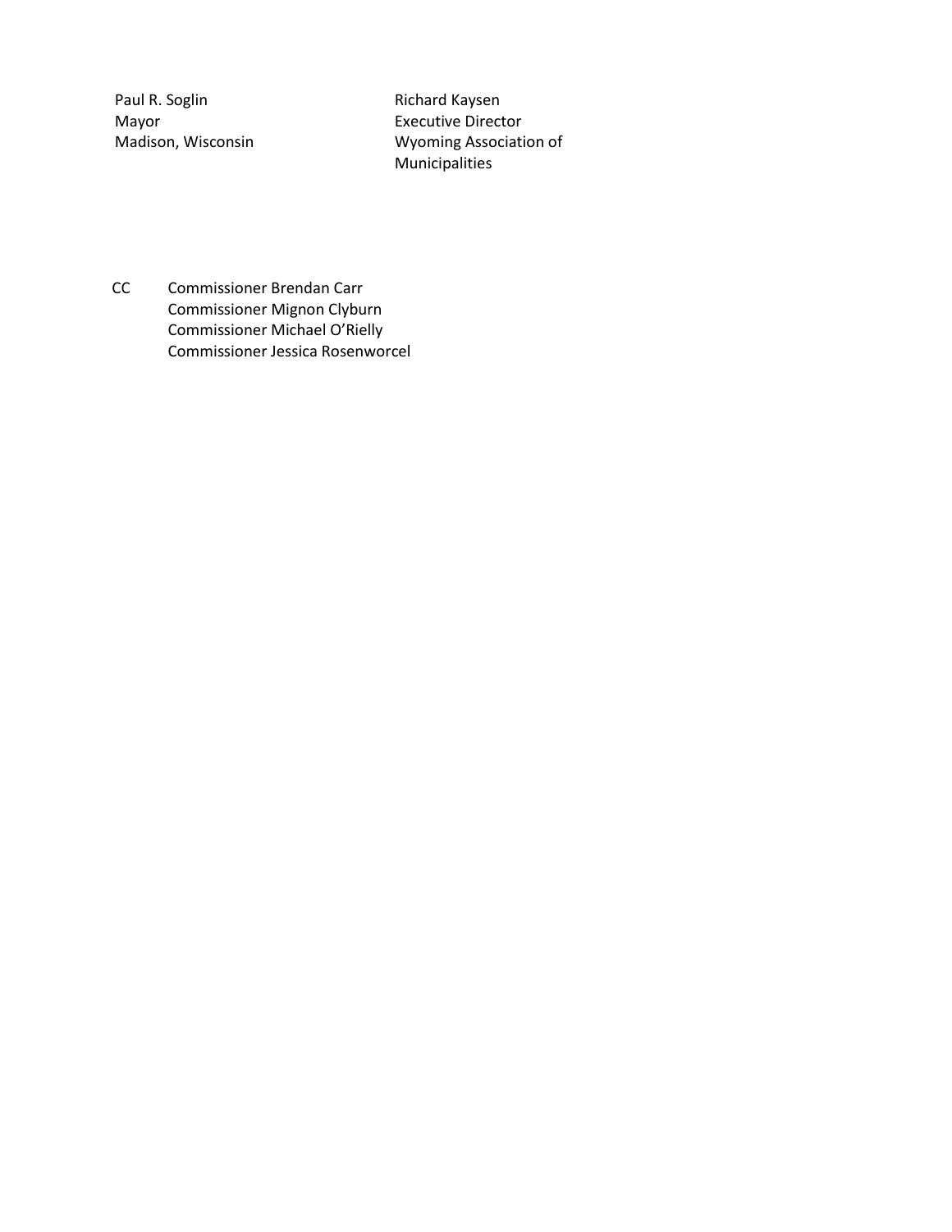Paul R. Soglin
Mayor
Madison, Wisconsin

Richard Kaysen
Executive Director
Wyoming Association of Municipalities

CC Commissioner Brendan Carr
Commissioner Mignon Clyburn
Commissioner Michael O'Rielly
Commissioner Jessica Rosenworcel